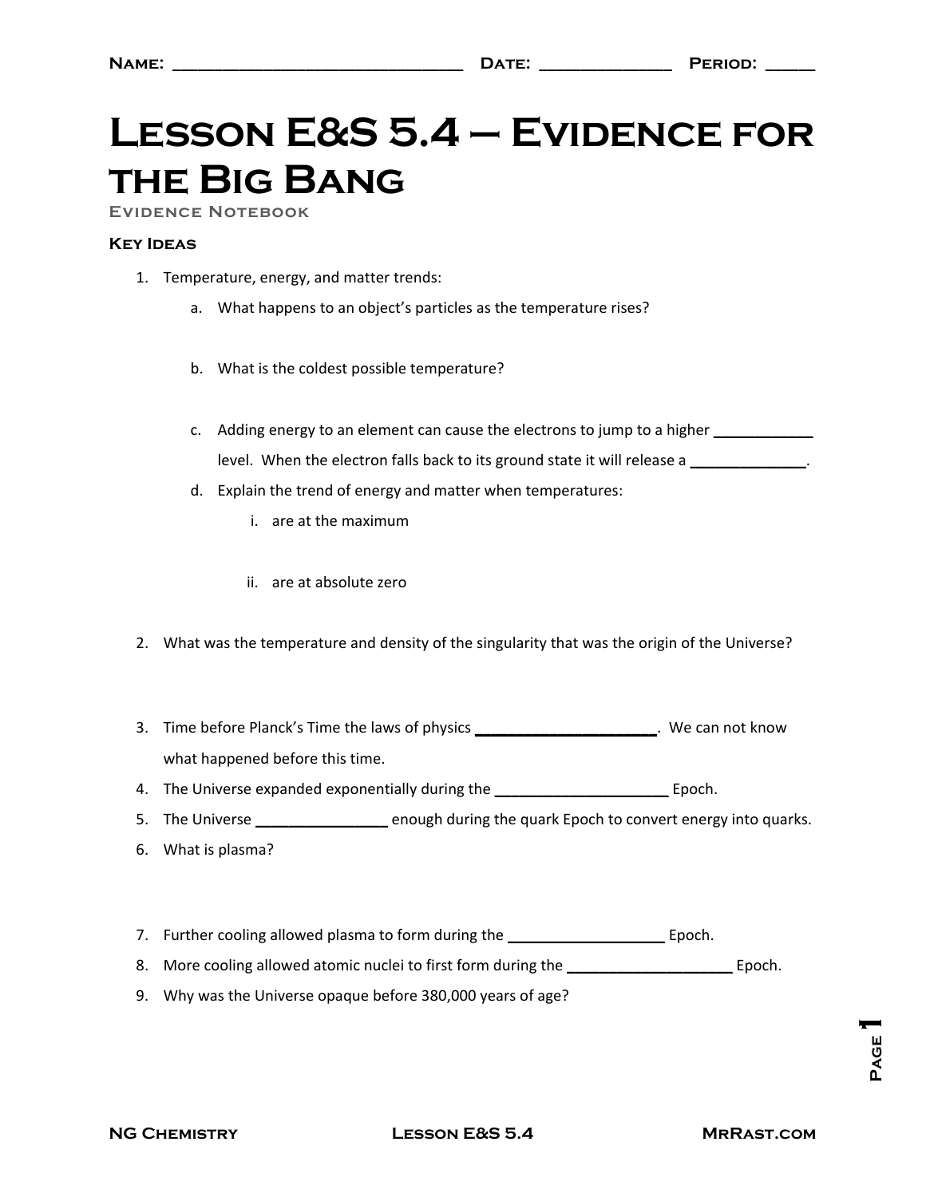Name: ______________________________ Date: _____________ Period: _____

# Lesson E&S 5.4 – Evidence for the Big Bang

## Evidence Notebook

### Key Ideas

1. Temperature, energy, and matter trends:
   a. What happens to an object's particles as the temperature rises?

   b. What is the coldest possible temperature?

   c. Adding energy to an element can cause the electrons to jump to a higher ____________ level. When the electron falls back to its ground state it will release a _____________.

   d. Explain the trend of energy and matter when temperatures:
      i. are at the maximum

      ii. are at absolute zero

2. What was the temperature and density of the singularity that was the origin of the Universe?

3. Time before Planck's Time the laws of physics ____________________. We can not know what happened before this time.
4. The Universe expanded exponentially during the ____________________ Epoch.
5. The Universe _______________ enough during the quark Epoch to convert energy into quarks.
6. What is plasma?

7. Further cooling allowed plasma to form during the __________________ Epoch.
8. More cooling allowed atomic nuclei to first form during the __________________ Epoch.
9. Why was the Universe opaque before 380,000 years of age?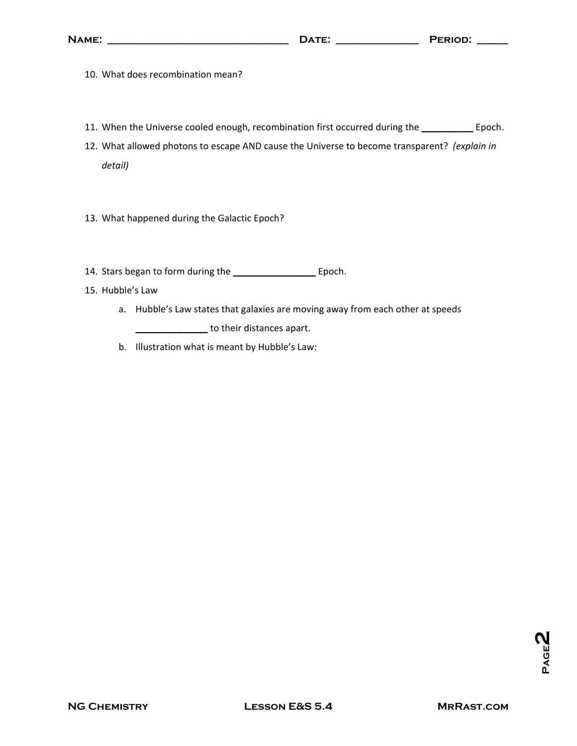10. What does recombination mean?

11. When the Universe cooled enough, recombination first occurred during the __________ Epoch.

12. What allowed photons to escape AND cause the Universe to become transparent? *(explain in detail)*

13. What happened during the Galactic Epoch?

14. Stars began to form during the ________________ Epoch.

15. Hubble's Law

    a. Hubble's Law states that galaxies are moving away from each other at speeds ______________ to their distances apart.

    b. Illustration what is meant by Hubble's Law: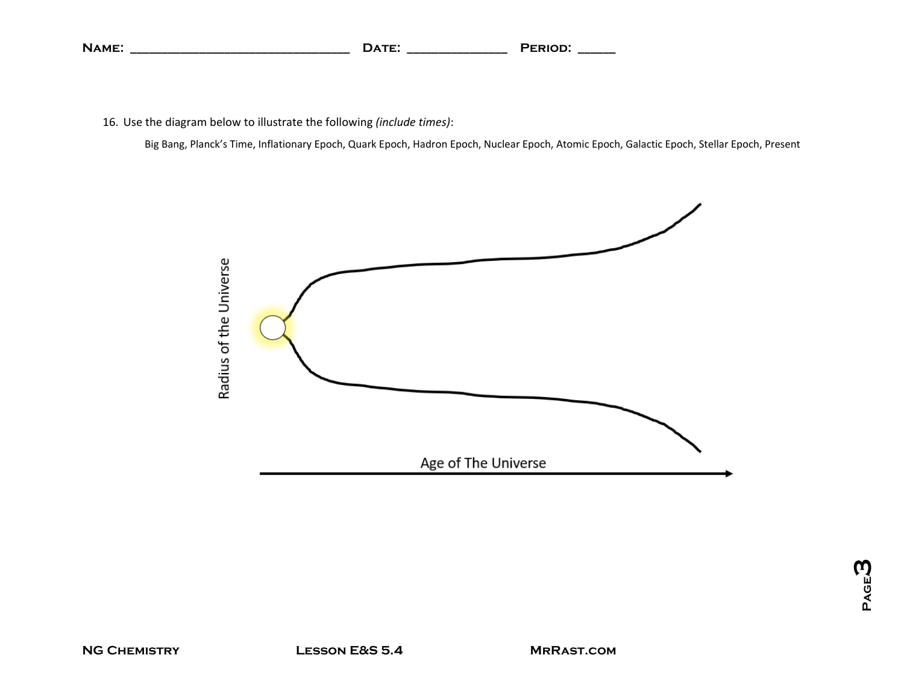Name: ______________________________ Date: _____________ Period: _____

16. Use the diagram below to illustrate the following *(include times)*:

    Big Bang, Planck's Time, Inflationary Epoch, Quark Epoch, Hadron Epoch, Nuclear Epoch, Atomic Epoch, Galactic Epoch, Stellar Epoch, Present

Radius of the Universe

Age of The Universe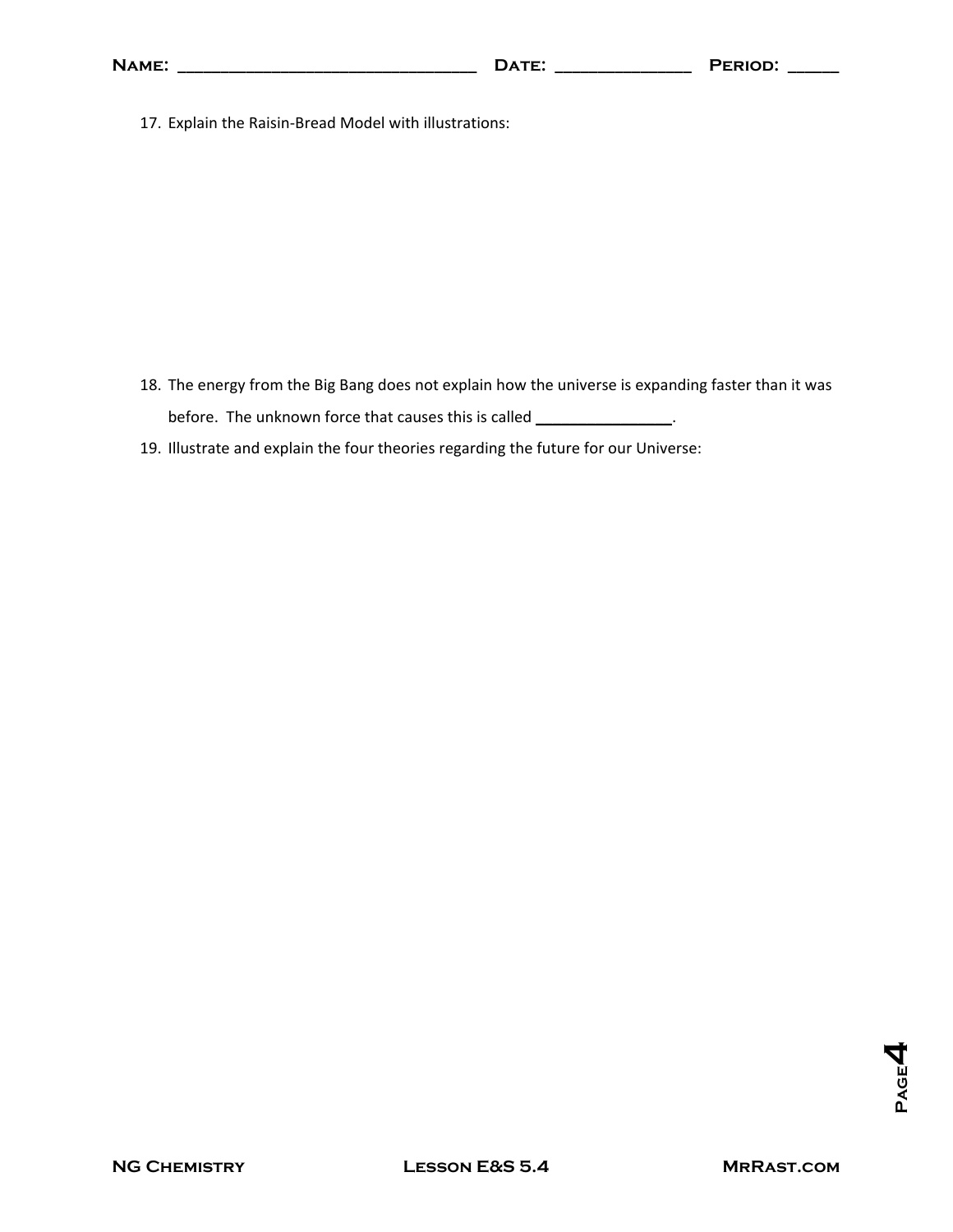17. Explain the Raisin-Bread Model with illustrations:

18. The energy from the Big Bang does not explain how the universe is expanding faster than it was before. The unknown force that causes this is called ________________.

19. Illustrate and explain the four theories regarding the future for our Universe: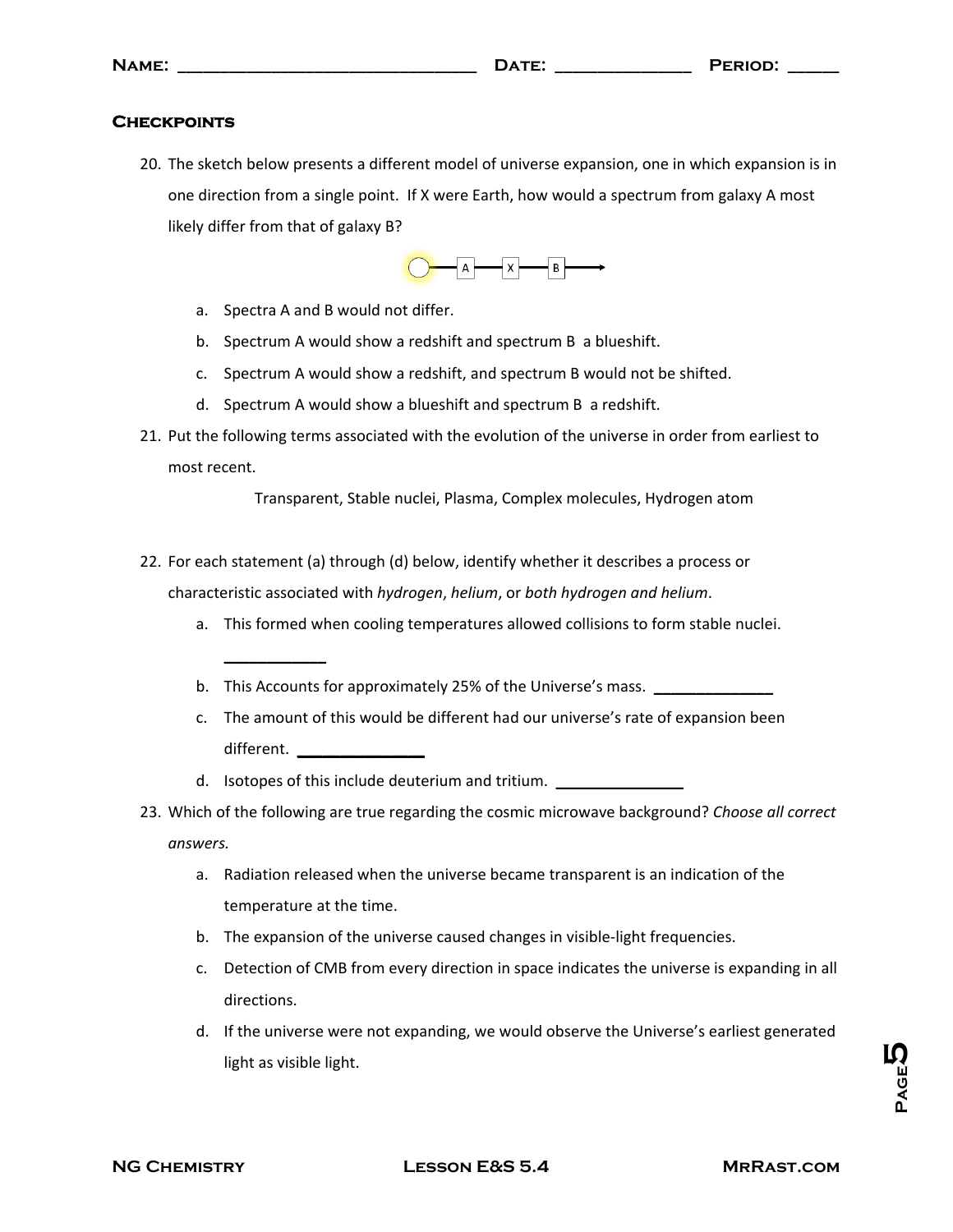Name: _______________________________ Date: ______________ Period: _____

## Checkpoints

20. The sketch below presents a different model of universe expansion, one in which expansion is in one direction from a single point. If X were Earth, how would a spectrum from galaxy A most likely differ from that of galaxy B?

    a. Spectra A and B would not differ.
    b. Spectrum A would show a redshift and spectrum B a blueshift.
    c. Spectrum A would show a redshift, and spectrum B would not be shifted.
    d. Spectrum A would show a blueshift and spectrum B a redshift.

21. Put the following terms associated with the evolution of the universe in order from earliest to most recent.

    Transparent, Stable nuclei, Plasma, Complex molecules, Hydrogen atom

22. For each statement (a) through (d) below, identify whether it describes a process or characteristic associated with *hydrogen*, *helium*, or *both hydrogen and helium*.

    a. This formed when cooling temperatures allowed collisions to form stable nuclei. ___________
    b. This Accounts for approximately 25% of the Universe's mass. _____________
    c. The amount of this would be different had our universe's rate of expansion been different. ______________
    d. Isotopes of this include deuterium and tritium. ______________

23. Which of the following are true regarding the cosmic microwave background? *Choose all correct answers.*

    a. Radiation released when the universe became transparent is an indication of the temperature at the time.
    b. The expansion of the universe caused changes in visible-light frequencies.
    c. Detection of CMB from every direction in space indicates the universe is expanding in all directions.
    d. If the universe were not expanding, we would observe the Universe's earliest generated light as visible light.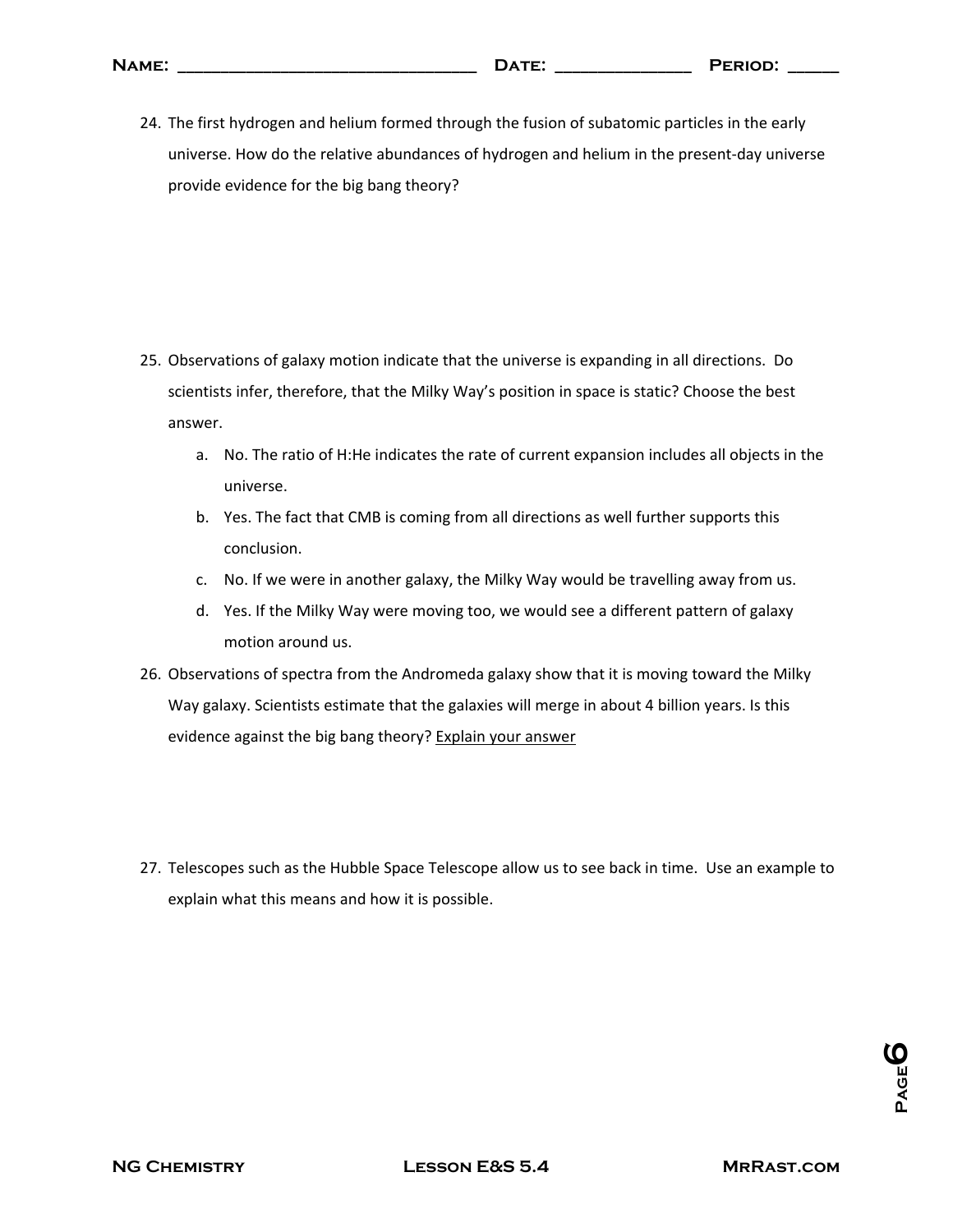24. The first hydrogen and helium formed through the fusion of subatomic particles in the early universe. How do the relative abundances of hydrogen and helium in the present-day universe provide evidence for the big bang theory?

25. Observations of galaxy motion indicate that the universe is expanding in all directions. Do scientists infer, therefore, that the Milky Way's position in space is static? Choose the best answer.

    a. No. The ratio of H:He indicates the rate of current expansion includes all objects in the universe.

    b. Yes. The fact that CMB is coming from all directions as well further supports this conclusion.

    c. No. If we were in another galaxy, the Milky Way would be travelling away from us.

    d. Yes. If the Milky Way were moving too, we would see a different pattern of galaxy motion around us.

26. Observations of spectra from the Andromeda galaxy show that it is moving toward the Milky Way galaxy. Scientists estimate that the galaxies will merge in about 4 billion years. Is this evidence against the big bang theory? <u>Explain your answer</u>

27. Telescopes such as the Hubble Space Telescope allow us to see back in time. Use an example to explain what this means and how it is possible.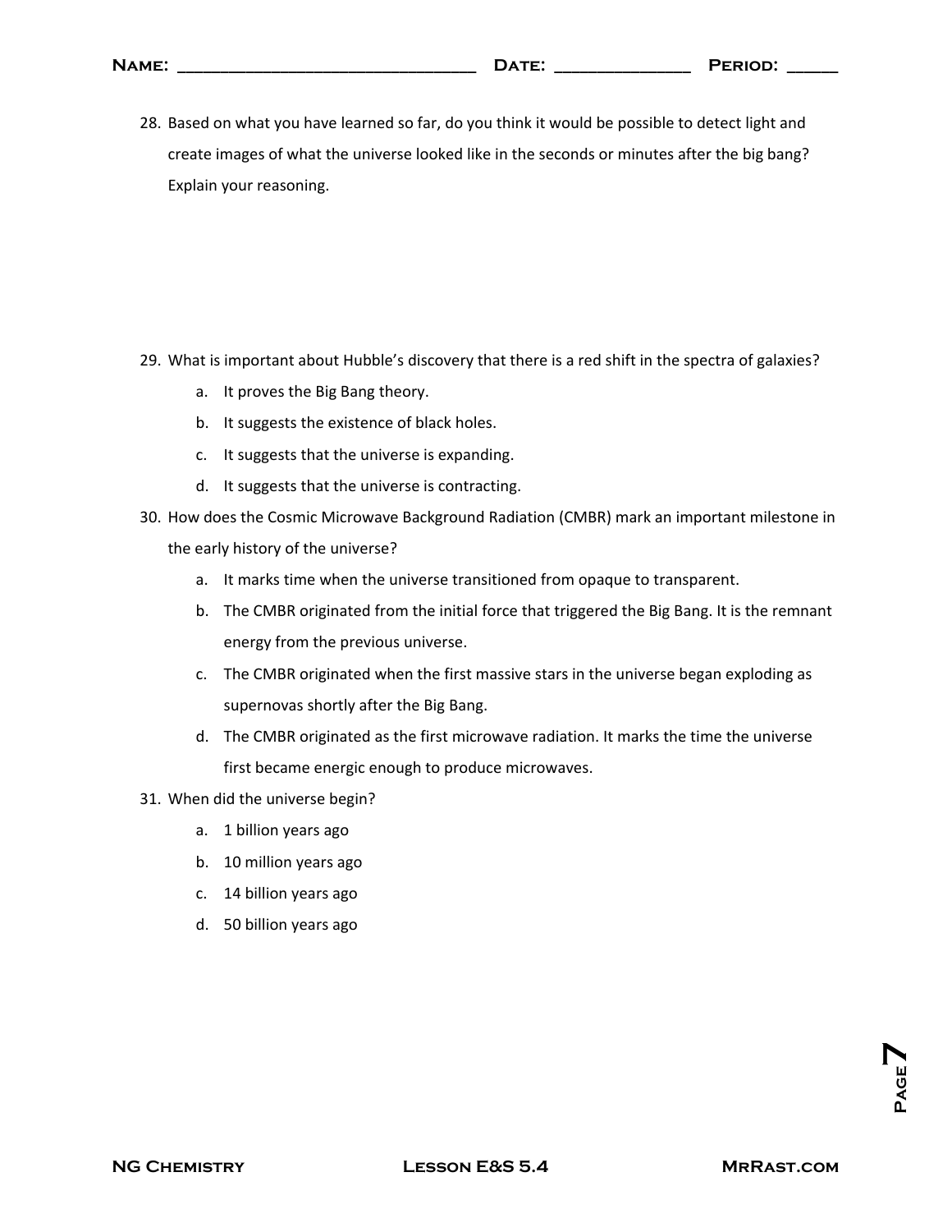28. Based on what you have learned so far, do you think it would be possible to detect light and create images of what the universe looked like in the seconds or minutes after the big bang? Explain your reasoning.

29. What is important about Hubble's discovery that there is a red shift in the spectra of galaxies?
    a. It proves the Big Bang theory.
    b. It suggests the existence of black holes.
    c. It suggests that the universe is expanding.
    d. It suggests that the universe is contracting.

30. How does the Cosmic Microwave Background Radiation (CMBR) mark an important milestone in the early history of the universe?
    a. It marks time when the universe transitioned from opaque to transparent.
    b. The CMBR originated from the initial force that triggered the Big Bang. It is the remnant energy from the previous universe.
    c. The CMBR originated when the first massive stars in the universe began exploding as supernovas shortly after the Big Bang.
    d. The CMBR originated as the first microwave radiation. It marks the time the universe first became energic enough to produce microwaves.

31. When did the universe begin?
    a. 1 billion years ago
    b. 10 million years ago
    c. 14 billion years ago
    d. 50 billion years ago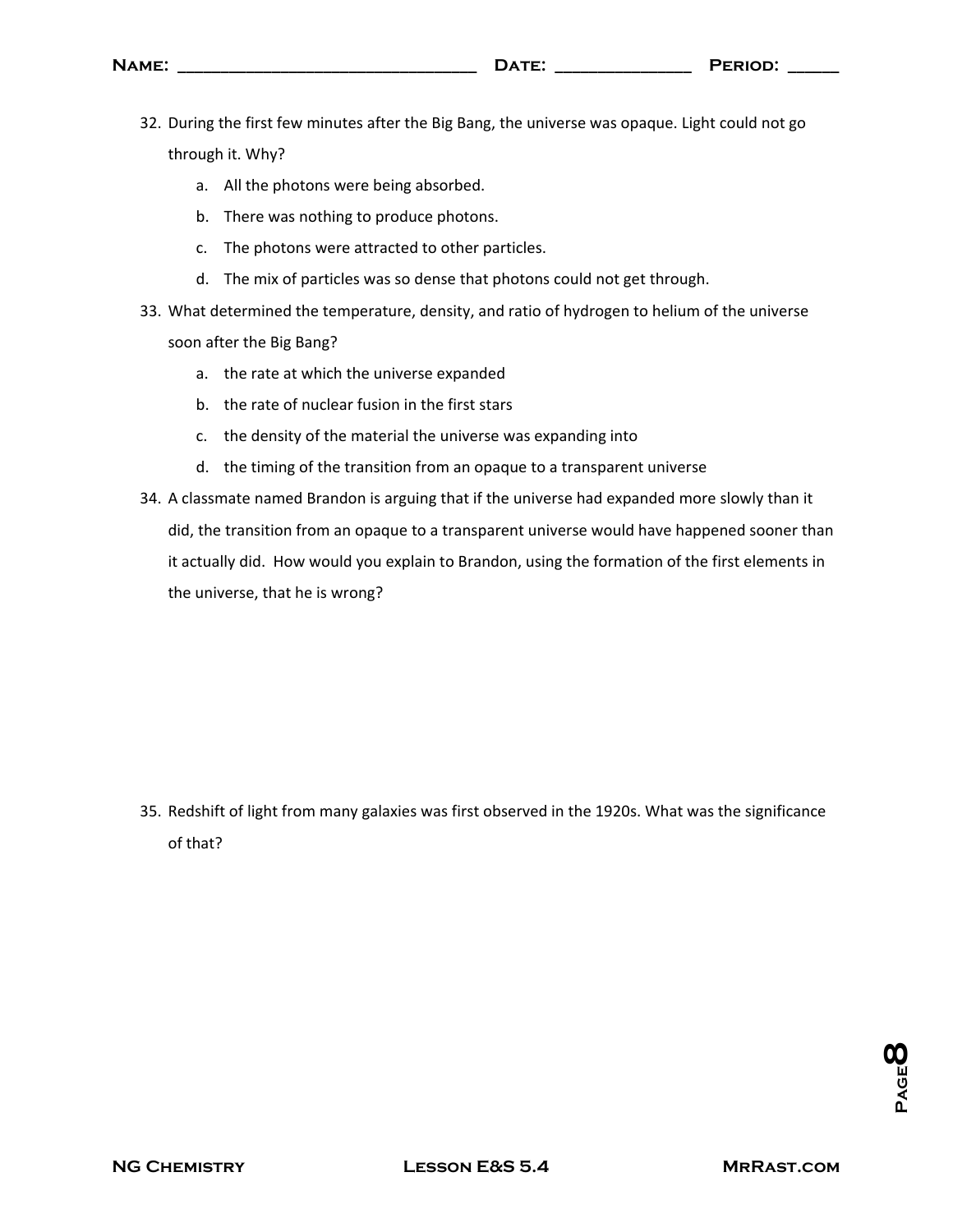32. During the first few minutes after the Big Bang, the universe was opaque. Light could not go through it. Why?
    a. All the photons were being absorbed.
    b. There was nothing to produce photons.
    c. The photons were attracted to other particles.
    d. The mix of particles was so dense that photons could not get through.
33. What determined the temperature, density, and ratio of hydrogen to helium of the universe soon after the Big Bang?
    a. the rate at which the universe expanded
    b. the rate of nuclear fusion in the first stars
    c. the density of the material the universe was expanding into
    d. the timing of the transition from an opaque to a transparent universe
34. A classmate named Brandon is arguing that if the universe had expanded more slowly than it did, the transition from an opaque to a transparent universe would have happened sooner than it actually did. How would you explain to Brandon, using the formation of the first elements in the universe, that he is wrong?

35. Redshift of light from many galaxies was first observed in the 1920s. What was the significance of that?